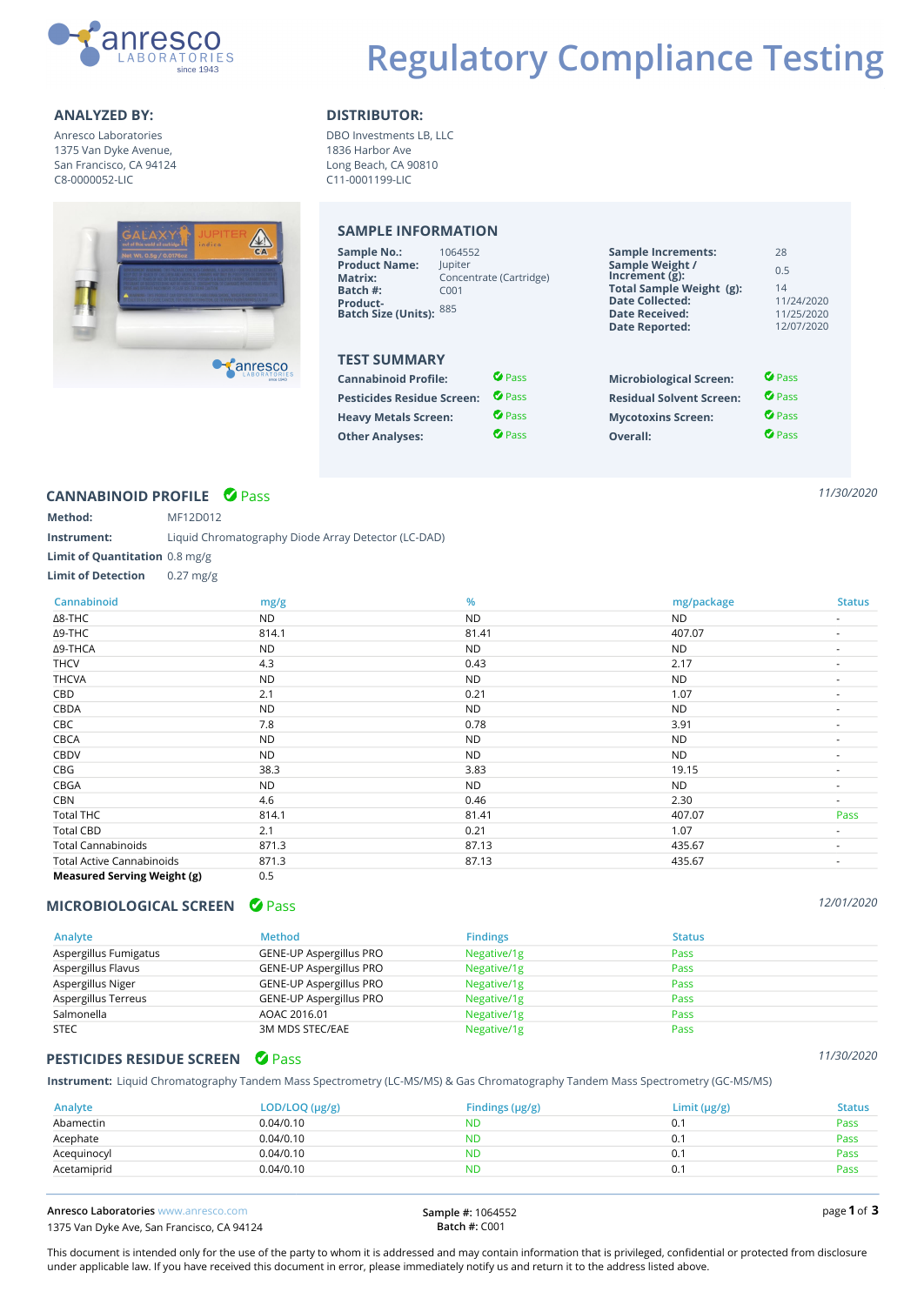# Regulatory Compliance Testing

**ANALYZED BY:**

Anresco Laboratories
1375 Van Dyke Avenue,
San Francisco, CA 94124
C8-0000052-LIC

**DISTRIBUTOR:**

DBO Investments LB, LLC
1836 Harbor Ave
Long Beach, CA 90810
C11-0001199-LIC

## SAMPLE INFORMATION

| | | | |
|---|---|---|---|
| **Sample No.:** | 1064552 | **Sample Increments:** | 28 |
| **Product Name:** | Jupiter | **Sample Weight / Increment (g):** | 0.5 |
| **Matrix:** | Concentrate (Cartridge) | **Total Sample Weight (g):** | 14 |
| **Batch #:** | C001 | **Date Collected:** | 11/24/2020 |
| **Product-Batch Size (Units):** | 885 | **Date Received:** | 11/25/2020 |
| | | **Date Reported:** | 12/07/2020 |

## TEST SUMMARY

| | | | |
|---|---|---|---|
| **Cannabinoid Profile:** | Pass | **Microbiological Screen:** | Pass |
| **Pesticides Residue Screen:** | Pass | **Residual Solvent Screen:** | Pass |
| **Heavy Metals Screen:** | Pass | **Mycotoxins Screen:** | Pass |
| **Other Analyses:** | Pass | **Overall:** | Pass |

## CANNABINOID PROFILE ✔ Pass

*11/30/2020*

**Method:** MF12D012
**Instrument:** Liquid Chromatography Diode Array Detector (LC-DAD)
**Limit of Quantitation** 0.8 mg/g
**Limit of Detection** 0.27 mg/g

| Cannabinoid | mg/g | % | mg/package | Status |
|---|---|---|---|---|
| Δ8-THC | ND | ND | ND | - |
| Δ9-THC | 814.1 | 81.41 | 407.07 | - |
| Δ9-THCA | ND | ND | ND | - |
| THCV | 4.3 | 0.43 | 2.17 | - |
| THCVA | ND | ND | ND | - |
| CBD | 2.1 | 0.21 | 1.07 | - |
| CBDA | ND | ND | ND | - |
| CBC | 7.8 | 0.78 | 3.91 | - |
| CBCA | ND | ND | ND | - |
| CBDV | ND | ND | ND | - |
| CBG | 38.3 | 3.83 | 19.15 | - |
| CBGA | ND | ND | ND | - |
| CBN | 4.6 | 0.46 | 2.30 | - |
| Total THC | 814.1 | 81.41 | 407.07 | Pass |
| Total CBD | 2.1 | 0.21 | 1.07 | - |
| Total Cannabinoids | 871.3 | 87.13 | 435.67 | - |
| Total Active Cannabinoids | 871.3 | 87.13 | 435.67 | - |
| **Measured Serving Weight (g)** | 0.5 | | | |

## MICROBIOLOGICAL SCREEN ✔ Pass

*12/01/2020*

| Analyte | Method | Findings | Status |
|---|---|---|---|
| Aspergillus Fumigatus | GENE-UP Aspergillus PRO | Negative/1g | Pass |
| Aspergillus Flavus | GENE-UP Aspergillus PRO | Negative/1g | Pass |
| Aspergillus Niger | GENE-UP Aspergillus PRO | Negative/1g | Pass |
| Aspergillus Terreus | GENE-UP Aspergillus PRO | Negative/1g | Pass |
| Salmonella | AOAC 2016.01 | Negative/1g | Pass |
| STEC | 3M MDS STEC/EAE | Negative/1g | Pass |

## PESTICIDES RESIDUE SCREEN ✔ Pass

*11/30/2020*

**Instrument:** Liquid Chromatography Tandem Mass Spectrometry (LC-MS/MS) & Gas Chromatography Tandem Mass Spectrometry (GC-MS/MS)

| Analyte | LOD/LOQ (µg/g) | Findings (µg/g) | Limit (µg/g) | Status |
|---|---|---|---|---|
| Abamectin | 0.04/0.10 | ND | 0.1 | Pass |
| Acephate | 0.04/0.10 | ND | 0.1 | Pass |
| Acequinocyl | 0.04/0.10 | ND | 0.1 | Pass |
| Acetamiprid | 0.04/0.10 | ND | 0.1 | Pass |

**Anresco Laboratories** www.anresco.com
1375 Van Dyke Ave, San Francisco, CA 94124

**Sample #:** 1064552
**Batch #:** C001

This document is intended only for the use of the party to whom it is addressed and may contain information that is privileged, confidential or protected from disclosure under applicable law. If you have received this document in error, please immediately notify us and return it to the address listed above.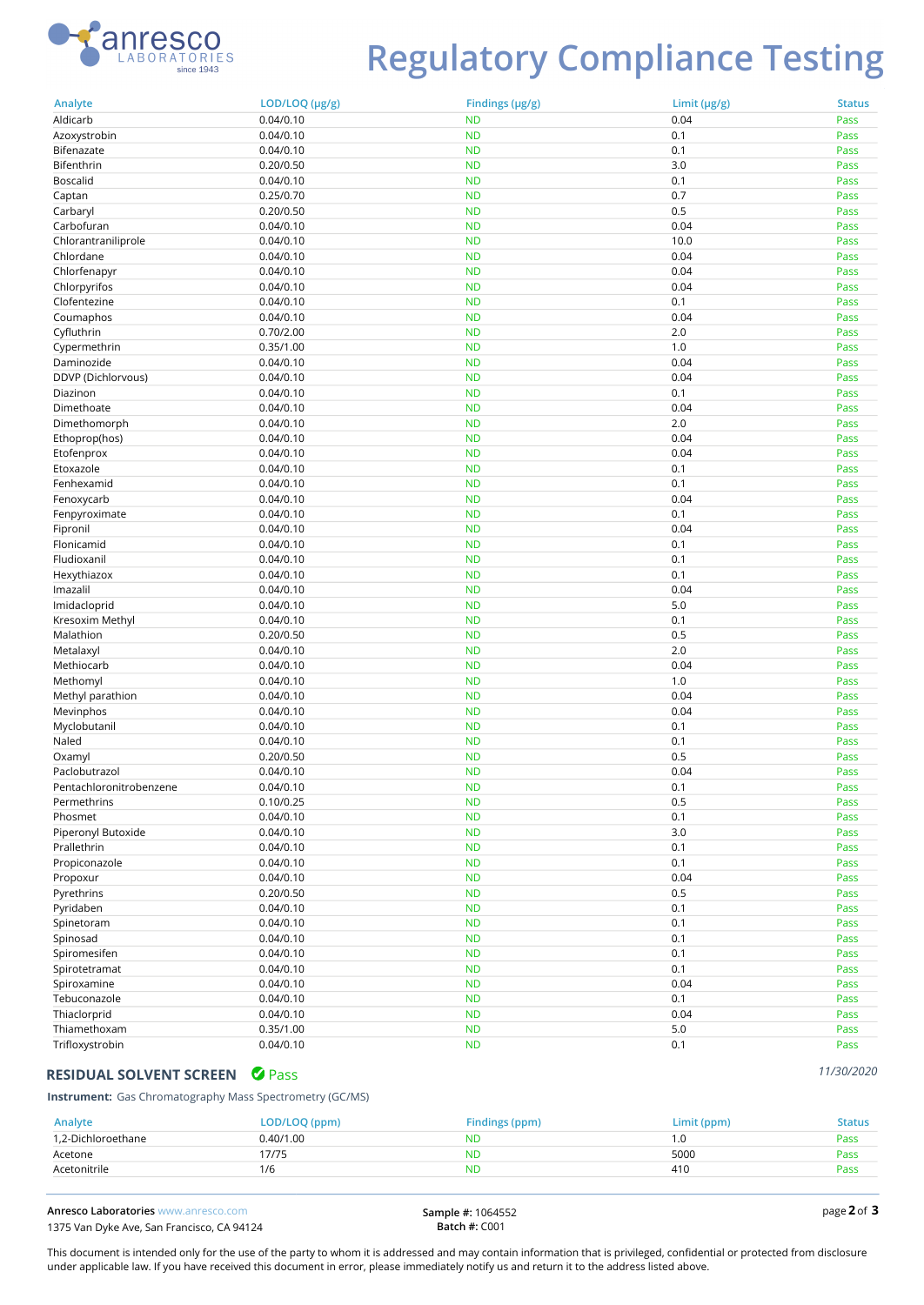# Regulatory Compliance Testing

| Analyte | LOD/LOQ (µg/g) | Findings (µg/g) | Limit (µg/g) | Status |
|---|---|---|---|---|
| Aldicarb | 0.04/0.10 | ND | 0.04 | Pass |
| Azoxystrobin | 0.04/0.10 | ND | 0.1 | Pass |
| Bifenazate | 0.04/0.10 | ND | 0.1 | Pass |
| Bifenthrin | 0.20/0.50 | ND | 3.0 | Pass |
| Boscalid | 0.04/0.10 | ND | 0.1 | Pass |
| Captan | 0.25/0.70 | ND | 0.7 | Pass |
| Carbaryl | 0.20/0.50 | ND | 0.5 | Pass |
| Carbofuran | 0.04/0.10 | ND | 0.04 | Pass |
| Chlorantraniliprole | 0.04/0.10 | ND | 10.0 | Pass |
| Chlordane | 0.04/0.10 | ND | 0.04 | Pass |
| Chlorfenapyr | 0.04/0.10 | ND | 0.04 | Pass |
| Chlorpyrifos | 0.04/0.10 | ND | 0.04 | Pass |
| Clofentezine | 0.04/0.10 | ND | 0.1 | Pass |
| Coumaphos | 0.04/0.10 | ND | 0.04 | Pass |
| Cyfluthrin | 0.70/2.00 | ND | 2.0 | Pass |
| Cypermethrin | 0.35/1.00 | ND | 1.0 | Pass |
| Daminozide | 0.04/0.10 | ND | 0.04 | Pass |
| DDVP (Dichlorvous) | 0.04/0.10 | ND | 0.04 | Pass |
| Diazinon | 0.04/0.10 | ND | 0.1 | Pass |
| Dimethoate | 0.04/0.10 | ND | 0.04 | Pass |
| Dimethomorph | 0.04/0.10 | ND | 2.0 | Pass |
| Ethoprop(hos) | 0.04/0.10 | ND | 0.04 | Pass |
| Etofenprox | 0.04/0.10 | ND | 0.04 | Pass |
| Etoxazole | 0.04/0.10 | ND | 0.1 | Pass |
| Fenhexamid | 0.04/0.10 | ND | 0.1 | Pass |
| Fenoxycarb | 0.04/0.10 | ND | 0.04 | Pass |
| Fenpyroximate | 0.04/0.10 | ND | 0.1 | Pass |
| Fipronil | 0.04/0.10 | ND | 0.04 | Pass |
| Flonicamid | 0.04/0.10 | ND | 0.1 | Pass |
| Fludioxanil | 0.04/0.10 | ND | 0.1 | Pass |
| Hexythiazox | 0.04/0.10 | ND | 0.1 | Pass |
| Imazalil | 0.04/0.10 | ND | 0.04 | Pass |
| Imidacloprid | 0.04/0.10 | ND | 5.0 | Pass |
| Kresoxim Methyl | 0.04/0.10 | ND | 0.1 | Pass |
| Malathion | 0.20/0.50 | ND | 0.5 | Pass |
| Metalaxyl | 0.04/0.10 | ND | 2.0 | Pass |
| Methiocarb | 0.04/0.10 | ND | 0.04 | Pass |
| Methomyl | 0.04/0.10 | ND | 1.0 | Pass |
| Methyl parathion | 0.04/0.10 | ND | 0.04 | Pass |
| Mevinphos | 0.04/0.10 | ND | 0.04 | Pass |
| Myclobutanil | 0.04/0.10 | ND | 0.1 | Pass |
| Naled | 0.04/0.10 | ND | 0.1 | Pass |
| Oxamyl | 0.20/0.50 | ND | 0.5 | Pass |
| Paclobutrazol | 0.04/0.10 | ND | 0.04 | Pass |
| Pentachloronitrobenzene | 0.04/0.10 | ND | 0.1 | Pass |
| Permethrins | 0.10/0.25 | ND | 0.5 | Pass |
| Phosmet | 0.04/0.10 | ND | 0.1 | Pass |
| Piperonyl Butoxide | 0.04/0.10 | ND | 3.0 | Pass |
| Prallethrin | 0.04/0.10 | ND | 0.1 | Pass |
| Propiconazole | 0.04/0.10 | ND | 0.1 | Pass |
| Propoxur | 0.04/0.10 | ND | 0.04 | Pass |
| Pyrethrins | 0.20/0.50 | ND | 0.5 | Pass |
| Pyridaben | 0.04/0.10 | ND | 0.1 | Pass |
| Spinetoram | 0.04/0.10 | ND | 0.1 | Pass |
| Spinosad | 0.04/0.10 | ND | 0.1 | Pass |
| Spiromesifen | 0.04/0.10 | ND | 0.1 | Pass |
| Spirotetramat | 0.04/0.10 | ND | 0.1 | Pass |
| Spiroxamine | 0.04/0.10 | ND | 0.04 | Pass |
| Tebuconazole | 0.04/0.10 | ND | 0.1 | Pass |
| Thiaclorprid | 0.04/0.10 | ND | 0.04 | Pass |
| Thiamethoxam | 0.35/1.00 | ND | 5.0 | Pass |
| Trifloxystrobin | 0.04/0.10 | ND | 0.1 | Pass |

## RESIDUAL SOLVENT SCREEN ✔ Pass

*11/30/2020*

**Instrument:** Gas Chromatography Mass Spectrometry (GC/MS)

| Analyte | LOD/LOQ (ppm) | Findings (ppm) | Limit (ppm) | Status |
|---|---|---|---|---|
| 1,2-Dichloroethane | 0.40/1.00 | ND | 1.0 | Pass |
| Acetone | 17/75 | ND | 5000 | Pass |
| Acetonitrile | 1/6 | ND | 410 | Pass |

**Anresco Laboratories** www.anresco.com
1375 Van Dyke Ave, San Francisco, CA 94124

**Sample #:** 1064552
**Batch #:** C001

This document is intended only for the use of the party to whom it is addressed and may contain information that is privileged, confidential or protected from disclosure under applicable law. If you have received this document in error, please immediately notify us and return it to the address listed above.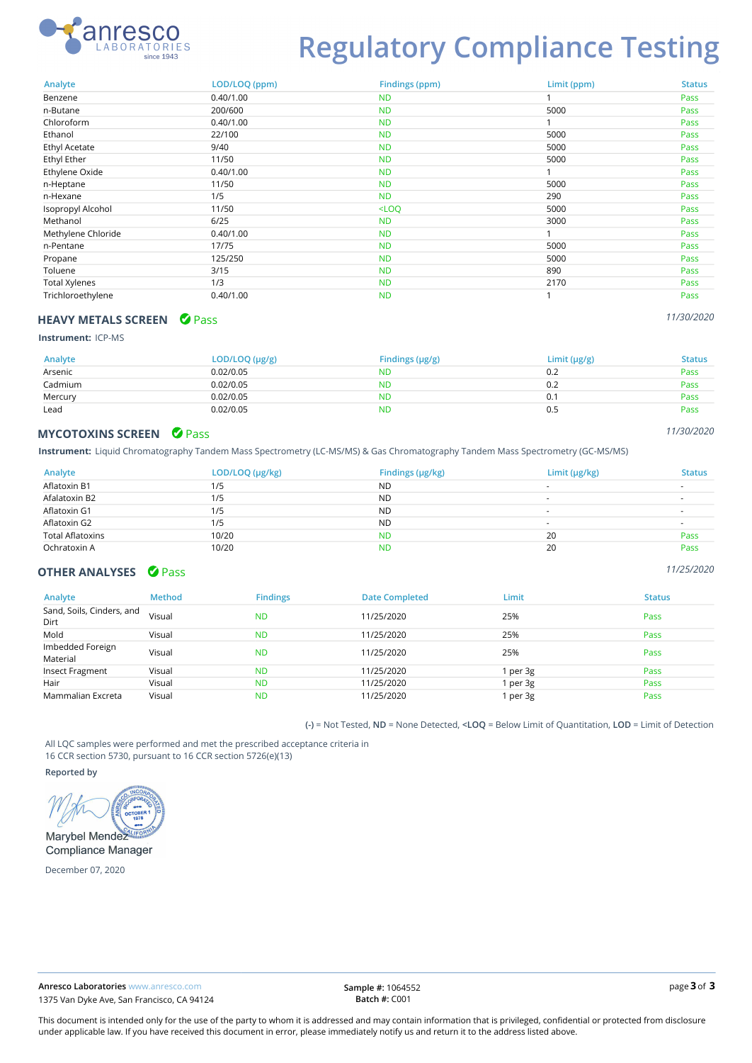# Regulatory Compliance Testing

| Analyte | LOD/LOQ (ppm) | Findings (ppm) | Limit (ppm) | Status |
|---|---|---|---|---|
| Benzene | 0.40/1.00 | ND | 1 | Pass |
| n-Butane | 200/600 | ND | 5000 | Pass |
| Chloroform | 0.40/1.00 | ND | 1 | Pass |
| Ethanol | 22/100 | ND | 5000 | Pass |
| Ethyl Acetate | 9/40 | ND | 5000 | Pass |
| Ethyl Ether | 11/50 | ND | 5000 | Pass |
| Ethylene Oxide | 0.40/1.00 | ND | 1 | Pass |
| n-Heptane | 11/50 | ND | 5000 | Pass |
| n-Hexane | 1/5 | ND | 290 | Pass |
| Isopropyl Alcohol | 11/50 | <LOQ | 5000 | Pass |
| Methanol | 6/25 | ND | 3000 | Pass |
| Methylene Chloride | 0.40/1.00 | ND | 1 | Pass |
| n-Pentane | 17/75 | ND | 5000 | Pass |
| Propane | 125/250 | ND | 5000 | Pass |
| Toluene | 3/15 | ND | 890 | Pass |
| Total Xylenes | 1/3 | ND | 2170 | Pass |
| Trichloroethylene | 0.40/1.00 | ND | 1 | Pass |

## HEAVY METALS SCREEN ✔ Pass

*11/30/2020*

**Instrument:** ICP-MS

| Analyte | LOD/LOQ (µg/g) | Findings (µg/g) | Limit (µg/g) | Status |
|---|---|---|---|---|
| Arsenic | 0.02/0.05 | ND | 0.2 | Pass |
| Cadmium | 0.02/0.05 | ND | 0.2 | Pass |
| Mercury | 0.02/0.05 | ND | 0.1 | Pass |
| Lead | 0.02/0.05 | ND | 0.5 | Pass |

## MYCOTOXINS SCREEN ✔ Pass

*11/30/2020*

**Instrument:** Liquid Chromatography Tandem Mass Spectrometry (LC-MS/MS) & Gas Chromatography Tandem Mass Spectrometry (GC-MS/MS)

| Analyte | LOD/LOQ (µg/kg) | Findings (µg/kg) | Limit (µg/kg) | Status |
|---|---|---|---|---|
| Aflatoxin B1 | 1/5 | ND | - | - |
| Afalatoxin B2 | 1/5 | ND | - | - |
| Aflatoxin G1 | 1/5 | ND | - | - |
| Aflatoxin G2 | 1/5 | ND | - | - |
| Total Aflatoxins | 10/20 | ND | 20 | Pass |
| Ochratoxin A | 10/20 | ND | 20 | Pass |

## OTHER ANALYSES ✔ Pass

*11/25/2020*

| Analyte | Method | Findings | Date Completed | Limit | Status |
|---|---|---|---|---|---|
| Sand, Soils, Cinders, and Dirt | Visual | ND | 11/25/2020 | 25% | Pass |
| Mold | Visual | ND | 11/25/2020 | 25% | Pass |
| Imbedded Foreign Material | Visual | ND | 11/25/2020 | 25% | Pass |
| Insect Fragment | Visual | ND | 11/25/2020 | 1 per 3g | Pass |
| Hair | Visual | ND | 11/25/2020 | 1 per 3g | Pass |
| Mammalian Excreta | Visual | ND | 11/25/2020 | 1 per 3g | Pass |

**(-)** = Not Tested, **ND** = None Detected, **<LOQ** = Below Limit of Quantitation, **LOD** = Limit of Detection

All LQC samples were performed and met the prescribed acceptance criteria in 16 CCR section 5730, pursuant to 16 CCR section 5726(e)(13)

**Reported by**

Marybel Mendez
Compliance Manager

December 07, 2020

**Anresco Laboratories** www.anresco.com
1375 Van Dyke Ave, San Francisco, CA 94124

**Sample #:** 1064552
**Batch #:** C001

This document is intended only for the use of the party to whom it is addressed and may contain information that is privileged, confidential or protected from disclosure under applicable law. If you have received this document in error, please immediately notify us and return it to the address listed above.